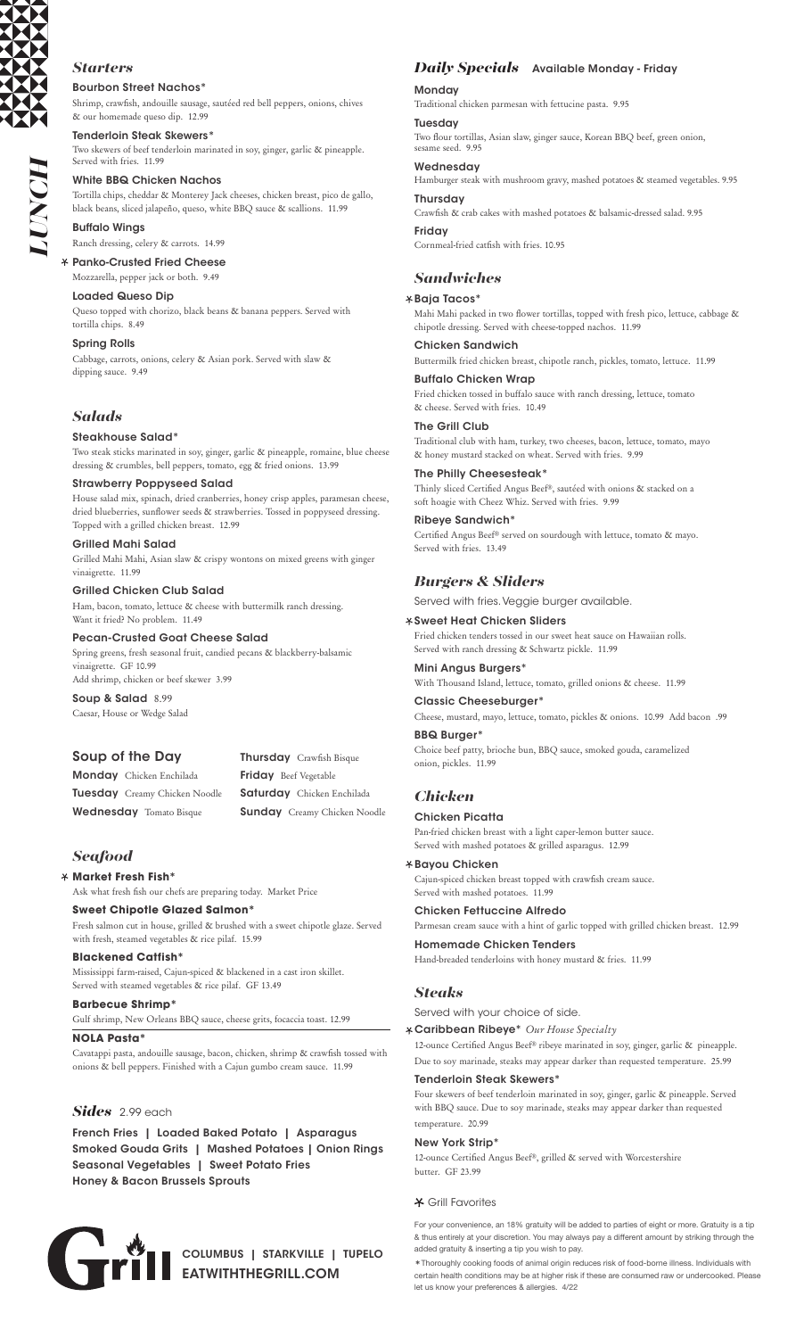# LUNCH

## Starters

**Bourbon Street Nachos***
Shrimp, crawfish, andouille sausage, sautéed red bell peppers, onions, chives & our homemade queso dip. 12.99

**Tenderloin Steak Skewers***
Two skewers of beef tenderloin marinated in soy, ginger, garlic & pineapple. Served with fries. 11.99

**White BBQ Chicken Nachos**
Tortilla chips, cheddar & Monterey Jack cheeses, chicken breast, pico de gallo, black beans, sliced jalapeño, queso, white BBQ sauce & scallions. 11.99

**Buffalo Wings**
Ranch dressing, celery & carrots. 14.99

***Panko-Crusted Fried Cheese**
Mozzarella, pepper jack or both. 9.49

**Loaded Queso Dip**
Queso topped with chorizo, black beans & banana peppers. Served with tortilla chips. 8.49

**Spring Rolls**
Cabbage, carrots, onions, celery & Asian pork. Served with slaw & dipping sauce. 9.49

## Salads

**Steakhouse Salad***
Two steak sticks marinated in soy, ginger, garlic & pineapple, romaine, blue cheese dressing & crumbles, bell peppers, tomato, egg & fried onions. 13.99

**Strawberry Poppyseed Salad**
House salad mix, spinach, dried cranberries, honey crisp apples, paramesan cheese, dried blueberries, sunflower seeds & strawberries. Tossed in poppyseed dressing. Topped with a grilled chicken breast. 12.99

**Grilled Mahi Salad**
Grilled Mahi Mahi, Asian slaw & crispy wontons on mixed greens with ginger vinaigrette. 11.99

**Grilled Chicken Club Salad**
Ham, bacon, tomato, lettuce & cheese with buttermilk ranch dressing. Want it fried? No problem. 11.49

**Pecan-Crusted Goat Cheese Salad**
Spring greens, fresh seasonal fruit, candied pecans & blackberry-balsamic vinaigrette. GF 10.99
Add shrimp, chicken or beef skewer 3.99

**Soup & Salad** 8.99
Caesar, House or Wedge Salad

## Soup of the Day

**Monday** Chicken Enchilada
**Tuesday** Creamy Chicken Noodle
**Wednesday** Tomato Bisque
**Thursday** Crawfish Bisque
**Friday** Beef Vegetable
**Saturday** Chicken Enchilada
**Sunday** Creamy Chicken Noodle

## Seafood

***Market Fresh Fish***
Ask what fresh fish our chefs are preparing today. Market Price

**Sweet Chipotle Glazed Salmon***
Fresh salmon cut in house, grilled & brushed with a sweet chipotle glaze. Served with fresh, steamed vegetables & rice pilaf. 15.99

**Blackened Catfish***
Mississippi farm-raised, Cajun-spiced & blackened in a cast iron skillet. Served with steamed vegetables & rice pilaf. GF 13.49

**Barbecue Shrimp***
Gulf shrimp, New Orleans BBQ sauce, cheese grits, focaccia toast. 12.99

**NOLA Pasta***
Cavatappi pasta, andouille sausage, bacon, chicken, shrimp & crawfish tossed with onions & bell peppers. Finished with a Cajun gumbo cream sauce. 11.99

## Sides 2.99 each

French Fries | Loaded Baked Potato | Asparagus
Smoked Gouda Grits | Mashed Potatoes | Onion Rings
Seasonal Vegetables | Sweet Potato Fries
Honey & Bacon Brussels Sprouts

## Daily Specials Available Monday - Friday

**Monday**
Traditional chicken parmesan with fettucine pasta. 9.95

**Tuesday**
Two flour tortillas, Asian slaw, ginger sauce, Korean BBQ beef, green onion, sesame seed. 9.95

**Wednesday**
Hamburger steak with mushroom gravy, mashed potatoes & steamed vegetables. 9.95

**Thursday**
Crawfish & crab cakes with mashed potatoes & balsamic-dressed salad. 9.95

**Friday**
Cornmeal-fried catfish with fries. 10.95

## Sandwiches

***Baja Tacos***
Mahi Mahi packed in two flower tortillas, topped with fresh pico, lettuce, cabbage & chipotle dressing. Served with cheese-topped nachos. 11.99

**Chicken Sandwich**
Buttermilk fried chicken breast, chipotle ranch, pickles, tomato, lettuce. 11.99

**Buffalo Chicken Wrap**
Fried chicken tossed in buffalo sauce with ranch dressing, lettuce, tomato & cheese. Served with fries. 10.49

**The Grill Club**
Traditional club with ham, turkey, two cheeses, bacon, lettuce, tomato, mayo & honey mustard stacked on wheat. Served with fries. 9.99

**The Philly Cheesesteak***
Thinly sliced Certified Angus Beef®, sautéed with onions & stacked on a soft hoagie with Cheez Whiz. Served with fries. 9.99

**Ribeye Sandwich***
Certified Angus Beef® served on sourdough with lettuce, tomato & mayo. Served with fries. 13.49

## Burgers & Sliders

Served with fries. Veggie burger available.

***Sweet Heat Chicken Sliders**
Fried chicken tenders tossed in our sweet heat sauce on Hawaiian rolls. Served with ranch dressing & Schwartz pickle. 11.99

**Mini Angus Burgers***
With Thousand Island, lettuce, tomato, grilled onions & cheese. 11.99

**Classic Cheeseburger***
Cheese, mustard, mayo, lettuce, tomato, pickles & onions. 10.99 Add bacon .99

**BBQ Burger***
Choice beef patty, brioche bun, BBQ sauce, smoked gouda, caramelized onion, pickles. 11.99

## Chicken

**Chicken Picatta**
Pan-fried chicken breast with a light caper-lemon butter sauce. Served with mashed potatoes & grilled asparagus. 12.99

***Bayou Chicken**
Cajun-spiced chicken breast topped with crawfish cream sauce. Served with mashed potatoes. 11.99

**Chicken Fettuccine Alfredo**
Parmesan cream sauce with a hint of garlic topped with grilled chicken breast. 12.99

**Homemade Chicken Tenders**
Hand-breaded tenderloins with honey mustard & fries. 11.99

## Steaks

Served with your choice of side.

***Caribbean Ribeye*** *Our House Specialty*
12-ounce Certified Angus Beef® ribeye marinated in soy, ginger, garlic & pineapple. Due to soy marinade, steaks may appear darker than requested temperature. 25.99

**Tenderloin Steak Skewers***
Four skewers of beef tenderloin marinated in soy, ginger, garlic & pineapple. Served with BBQ sauce. Due to soy marinade, steaks may appear darker than requested temperature. 20.99

**New York Strip***
12-ounce Certified Angus Beef®, grilled & served with Worcestershire butter. GF 23.99

* Grill Favorites

For your convenience, an 18% gratuity will be added to parties of eight or more. Gratuity is a tip & thus entirely at your discretion. You may always pay a different amount by striking through the added gratuity & inserting a tip you wish to pay.

*Thoroughly cooking foods of animal origin reduces risk of food-borne illness. Individuals with certain health conditions may be at higher risk if these are consumed raw or undercooked. Please let us know your preferences & allergies. 4/22

Grill
COLUMBUS | STARKVILLE | TUPELO
EATWITHTHEGRILL.COM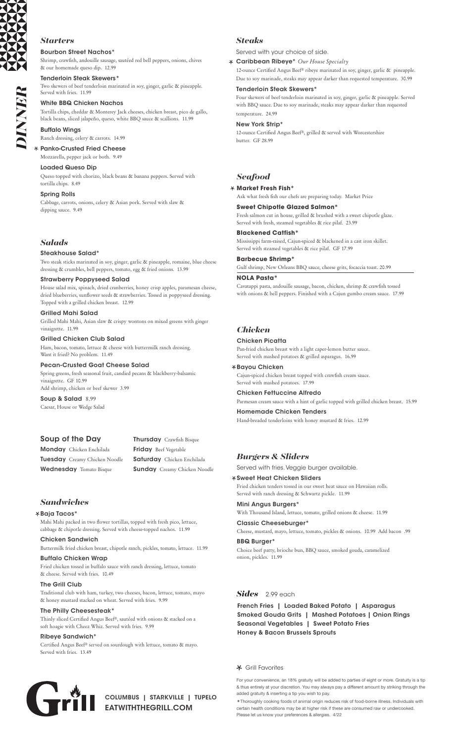# DINNER

## Starters

### Bourbon Street Nachos*
Shrimp, crawfish, andouille sausage, sautéed red bell peppers, onions, chives & our homemade queso dip. 12.99

### Tenderloin Steak Skewers*
Two skewers of beef tenderloin marinated in soy, ginger, garlic & pineapple. Served with fries. 11.99

### White BBQ Chicken Nachos
Tortilla chips, cheddar & Monterey Jack cheeses, chicken breast, pico de gallo, black beans, sliced jalapeño, queso, white BBQ sauce & scallions. 11.99

### Buffalo Wings
Ranch dressing, celery & carrots. 14.99

### * Panko-Crusted Fried Cheese
Mozzarella, pepper jack or both. 9.49

### Loaded Queso Dip
Queso topped with chorizo, black beans & banana peppers. Served with tortilla chips. 8.49

### Spring Rolls
Cabbage, carrots, onions, celery & Asian pork. Served with slaw & dipping sauce. 9.49

## Salads

### Steakhouse Salad*
Two steak sticks marinated in soy, ginger, garlic & pineapple, romaine, blue cheese dressing & crumbles, bell peppers, tomato, egg & fried onions. 13.99

### Strawberry Poppyseed Salad
House salad mix, spinach, dried cranberries, honey crisp apples, paramesan cheese, dried blueberries, sunflower seeds & strawberries. Tossed in poppyseed dressing. Topped with a grilled chicken breast. 12.99

### Grilled Mahi Salad
Grilled Mahi Mahi, Asian slaw & crispy wontons on mixed greens with ginger vinaigrette. 11.99

### Grilled Chicken Club Salad
Ham, bacon, tomato, lettuce & cheese with buttermilk ranch dressing. Want it fried? No problem. 11.49

### Pecan-Crusted Goat Cheese Salad
Spring greens, fresh seasonal fruit, candied pecans & blackberry-balsamic vinaigrette. GF 10.99
Add shrimp, chicken or beef skewer 3.99

### Soup & Salad 8.99
Caesar, House or Wedge Salad

## Soup of the Day

| | |
|---|---|
| **Monday** Chicken Enchilada | **Thursday** Crawfish Bisque |
| **Tuesday** Creamy Chicken Noodle | **Friday** Beef Vegetable |
| **Wednesday** Tomato Bisque | **Saturday** Chicken Enchilada |
| | **Sunday** Creamy Chicken Noodle |

## Sandwiches

### *Baja Tacos*
Mahi Mahi packed in two flower tortillas, topped with fresh pico, lettuce, cabbage & chipotle dressing. Served with cheese-topped nachos. 11.99

### Chicken Sandwich
Buttermilk fried chicken breast, chipotle ranch, pickles, tomato, lettuce. 11.99

### Buffalo Chicken Wrap
Fried chicken tossed in buffalo sauce with ranch dressing, lettuce, tomato & cheese. Served with fries. 10.49

### The Grill Club
Traditional club with ham, turkey, two cheeses, bacon, lettuce, tomato, mayo & honey mustard stacked on wheat. Served with fries. 9.99

### The Philly Cheesesteak*
Thinly sliced Certified Angus Beef®, sautéed with onions & stacked on a soft hoagie with Cheez Whiz. Served with fries. 9.99

### Ribeye Sandwich*
Certified Angus Beef® served on sourdough with lettuce, tomato & mayo. Served with fries. 13.49

## Steaks

Served with your choice of side.

### * Caribbean Ribeye* *Our House Specialty*
12-ounce Certified Angus Beef® ribeye marinated in soy, ginger, garlic & pineapple. Due to soy marinade, steaks may appear darker than requested temperature. 30.99

### Tenderloin Steak Skewers*
Four skewers of beef tenderloin marinated in soy, ginger, garlic & pineapple. Served with BBQ sauce. Due to soy marinade, steaks may appear darker than requested temperature. 24.99

### New York Strip*
12-ounce Certified Angus Beef®, grilled & served with Worcestershire butter. GF 28.99

## Seafood

### * Market Fresh Fish*
Ask what fresh fish our chefs are preparing today. Market Price

### Sweet Chipotle Glazed Salmon*
Fresh salmon cut in house, grilled & brushed with a sweet chipotle glaze. Served with fresh, steamed vegetables & rice pilaf. 23.99

### Blackened Catfish*
Mississippi farm-raised, Cajun-spiced & blackened in a cast iron skillet. Served with steamed vegetables & rice pilaf. GF 17.99

### Barbecue Shrimp*
Gulf shrimp, New Orleans BBQ sauce, cheese grits, focaccia toast. 20.99

### NOLA Pasta*
Cavatappi pasta, andouille sausage, bacon, chicken, shrimp & crawfish tossed with onions & bell peppers. Finished with a Cajun gumbo cream sauce. 17.99

## Chicken

### Chicken Picatta
Pan-fried chicken breast with a light caper-lemon butter sauce. Served with mashed potatoes & grilled asparagus. 16.99

### *Bayou Chicken
Cajun-spiced chicken breast topped with crawfish cream sauce. Served with mashed potatoes. 17.99

### Chicken Fettuccine Alfredo
Parmesan cream sauce with a hint of garlic topped with grilled chicken breast. 15.99

### Homemade Chicken Tenders
Hand-breaded tenderloins with honey mustard & fries. 12.99

## Burgers & Sliders

Served with fries. Veggie burger available.

### *Sweet Heat Chicken Sliders
Fried chicken tenders tossed in our sweet heat sauce on Hawaiian rolls. Served with ranch dressing & Schwartz pickle. 11.99

### Mini Angus Burgers*
With Thousand Island, lettuce, tomato, grilled onions & cheese. 11.99

### Classic Cheeseburger*
Cheese, mustard, mayo, lettuce, tomato, pickles & onions. 10.99 Add bacon .99

### BBQ Burger*
Choice beef patty, brioche bun, BBQ sauce, smoked gouda, caramelized onion, pickles. 11.99

## Sides 2.99 each

French Fries | Loaded Baked Potato | Asparagus
Smoked Gouda Grits | Mashed Potatoes | Onion Rings
Seasonal Vegetables | Sweet Potato Fries
Honey & Bacon Brussels Sprouts

\* Grill Favorites

For your convenience, an 18% gratuity will be added to parties of eight or more. Gratuity is a tip & thus entirely at your discretion. You may always pay a different amount by striking through the added gratuity & inserting a tip you wish to pay.

*Thoroughly cooking foods of animal origin reduces risk of food-borne illness. Individuals with certain health conditions may be at higher risk if these are consumed raw or undercooked. Please let us know your preferences & allergies. 4/22

Grill

COLUMBUS | STARKVILLE | TUPELO
EATWITHTHEGRILL.COM